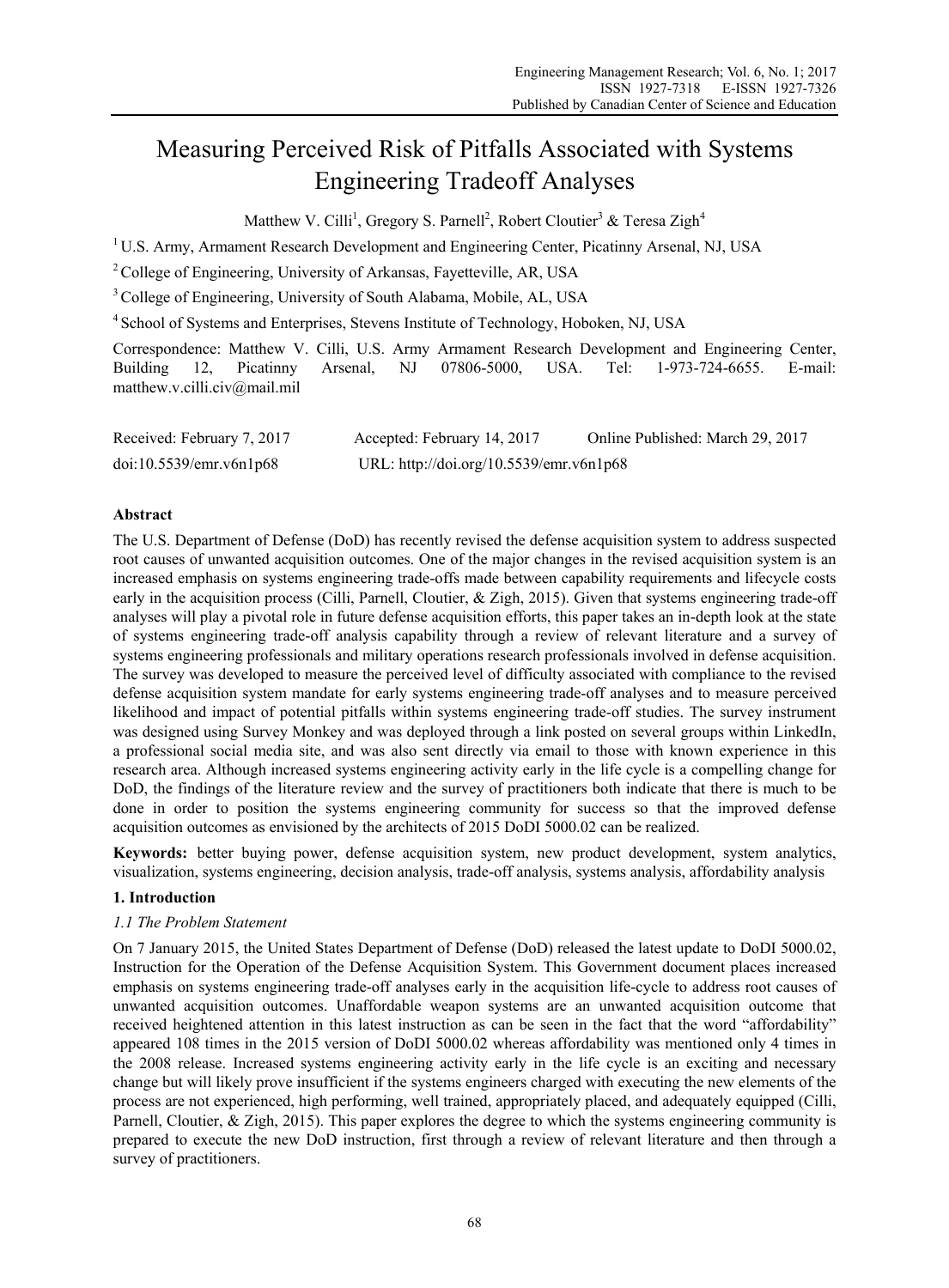# Measuring Perceived Risk of Pitfalls Associated with Systems Engineering Tradeoff Analyses

Matthew V. Cilli[1], Gregory S. Parnell[2], Robert Cloutier[3] & Teresa Zigh[4]

[1] U.S. Army, Armament Research Development and Engineering Center, Picatinny Arsenal, NJ, USA

[2] College of Engineering, University of Arkansas, Fayetteville, AR, USA

[3] College of Engineering, University of South Alabama, Mobile, AL, USA

[4] School of Systems and Enterprises, Stevens Institute of Technology, Hoboken, NJ, USA

Correspondence: Matthew V. Cilli, U.S. Army Armament Research Development and Engineering Center, Building 12, Picatinny Arsenal, NJ 07806-5000, USA. Tel: 1-973-724-6655. E-mail: matthew.v.cilli.civ@mail.mil

Received: February 7, 2017 Accepted: February 14, 2017 Online Published: March 29, 2017

doi:10.5539/emr.v6n1p68 URL: http://doi.org/10.5539/emr.v6n1p68

## Abstract

The U.S. Department of Defense (DoD) has recently revised the defense acquisition system to address suspected root causes of unwanted acquisition outcomes. One of the major changes in the revised acquisition system is an increased emphasis on systems engineering trade-offs made between capability requirements and lifecycle costs early in the acquisition process (Cilli, Parnell, Cloutier, & Zigh, 2015). Given that systems engineering trade-off analyses will play a pivotal role in future defense acquisition efforts, this paper takes an in-depth look at the state of systems engineering trade-off analysis capability through a review of relevant literature and a survey of systems engineering professionals and military operations research professionals involved in defense acquisition. The survey was developed to measure the perceived level of difficulty associated with compliance to the revised defense acquisition system mandate for early systems engineering trade-off analyses and to measure perceived likelihood and impact of potential pitfalls within systems engineering trade-off studies. The survey instrument was designed using Survey Monkey and was deployed through a link posted on several groups within LinkedIn, a professional social media site, and was also sent directly via email to those with known experience in this research area. Although increased systems engineering activity early in the life cycle is a compelling change for DoD, the findings of the literature review and the survey of practitioners both indicate that there is much to be done in order to position the systems engineering community for success so that the improved defense acquisition outcomes as envisioned by the architects of 2015 DoDI 5000.02 can be realized.

**Keywords:** better buying power, defense acquisition system, new product development, system analytics, visualization, systems engineering, decision analysis, trade-off analysis, systems analysis, affordability analysis

## 1. Introduction

### *1.1 The Problem Statement*

On 7 January 2015, the United States Department of Defense (DoD) released the latest update to DoDI 5000.02, Instruction for the Operation of the Defense Acquisition System. This Government document places increased emphasis on systems engineering trade-off analyses early in the acquisition life-cycle to address root causes of unwanted acquisition outcomes. Unaffordable weapon systems are an unwanted acquisition outcome that received heightened attention in this latest instruction as can be seen in the fact that the word "affordability" appeared 108 times in the 2015 version of DoDI 5000.02 whereas affordability was mentioned only 4 times in the 2008 release. Increased systems engineering activity early in the life cycle is an exciting and necessary change but will likely prove insufficient if the systems engineers charged with executing the new elements of the process are not experienced, high performing, well trained, appropriately placed, and adequately equipped (Cilli, Parnell, Cloutier, & Zigh, 2015). This paper explores the degree to which the systems engineering community is prepared to execute the new DoD instruction, first through a review of relevant literature and then through a survey of practitioners.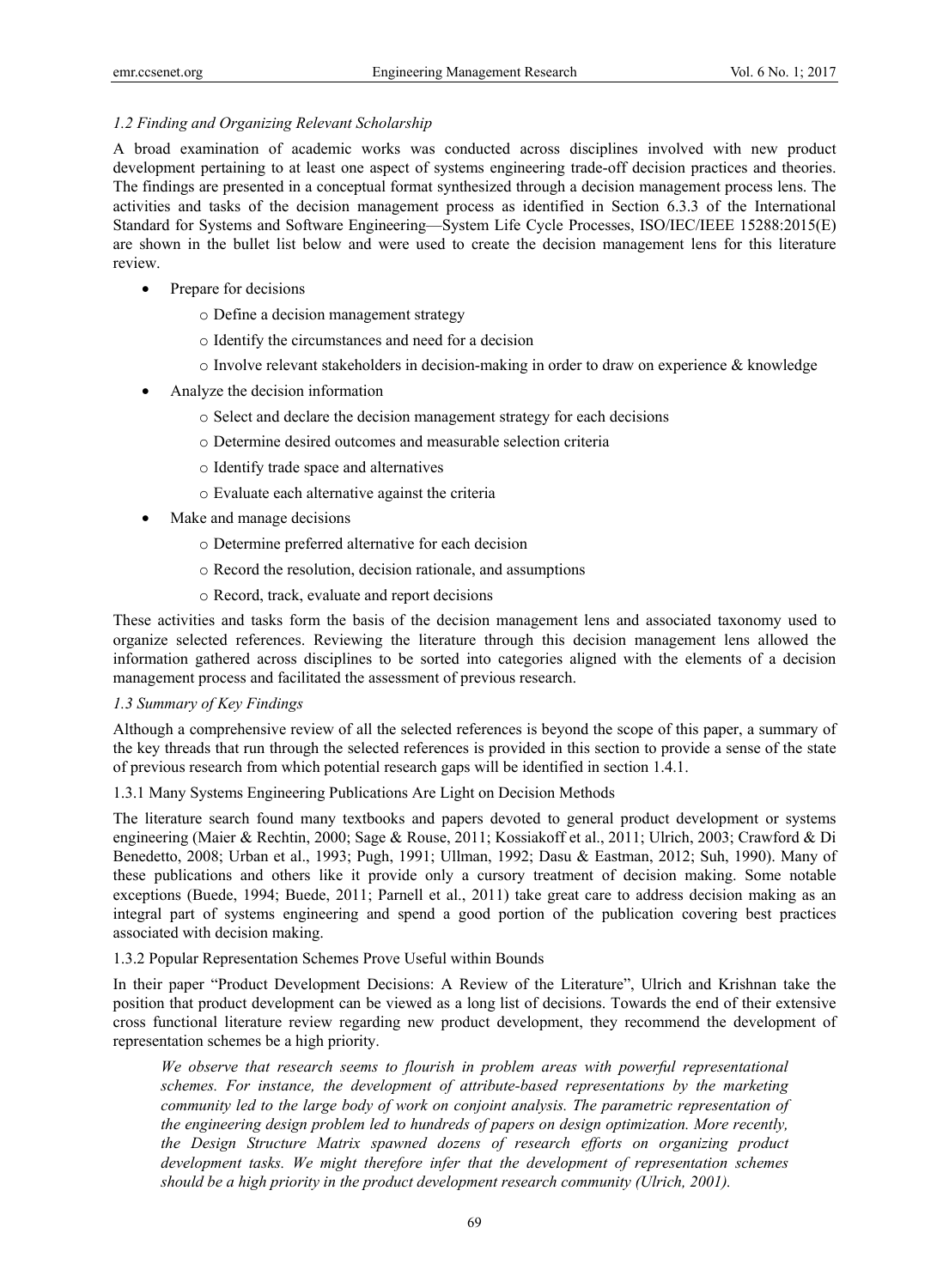### *1.2 Finding and Organizing Relevant Scholarship*

A broad examination of academic works was conducted across disciplines involved with new product development pertaining to at least one aspect of systems engineering trade-off decision practices and theories. The findings are presented in a conceptual format synthesized through a decision management process lens. The activities and tasks of the decision management process as identified in Section 6.3.3 of the International Standard for Systems and Software Engineering—System Life Cycle Processes, ISO/IEC/IEEE 15288:2015(E) are shown in the bullet list below and were used to create the decision management lens for this literature review.

- Prepare for decisions
    - Define a decision management strategy
    - Identify the circumstances and need for a decision
    - Involve relevant stakeholders in decision-making in order to draw on experience & knowledge
- Analyze the decision information
    - Select and declare the decision management strategy for each decisions
    - Determine desired outcomes and measurable selection criteria
    - Identify trade space and alternatives
    - Evaluate each alternative against the criteria
- Make and manage decisions
    - Determine preferred alternative for each decision
    - Record the resolution, decision rationale, and assumptions
    - Record, track, evaluate and report decisions

These activities and tasks form the basis of the decision management lens and associated taxonomy used to organize selected references. Reviewing the literature through this decision management lens allowed the information gathered across disciplines to be sorted into categories aligned with the elements of a decision management process and facilitated the assessment of previous research.

### *1.3 Summary of Key Findings*

Although a comprehensive review of all the selected references is beyond the scope of this paper, a summary of the key threads that run through the selected references is provided in this section to provide a sense of the state of previous research from which potential research gaps will be identified in section 1.4.1.

#### 1.3.1 Many Systems Engineering Publications Are Light on Decision Methods

The literature search found many textbooks and papers devoted to general product development or systems engineering (Maier & Rechtin, 2000; Sage & Rouse, 2011; Kossiakoff et al., 2011; Ulrich, 2003; Crawford & Di Benedetto, 2008; Urban et al., 1993; Pugh, 1991; Ullman, 1992; Dasu & Eastman, 2012; Suh, 1990). Many of these publications and others like it provide only a cursory treatment of decision making. Some notable exceptions (Buede, 1994; Buede, 2011; Parnell et al., 2011) take great care to address decision making as an integral part of systems engineering and spend a good portion of the publication covering best practices associated with decision making.

#### 1.3.2 Popular Representation Schemes Prove Useful within Bounds

In their paper "Product Development Decisions: A Review of the Literature", Ulrich and Krishnan take the position that product development can be viewed as a long list of decisions. Towards the end of their extensive cross functional literature review regarding new product development, they recommend the development of representation schemes be a high priority.

> *We observe that research seems to flourish in problem areas with powerful representational schemes. For instance, the development of attribute-based representations by the marketing community led to the large body of work on conjoint analysis. The parametric representation of the engineering design problem led to hundreds of papers on design optimization. More recently, the Design Structure Matrix spawned dozens of research efforts on organizing product development tasks. We might therefore infer that the development of representation schemes should be a high priority in the product development research community (Ulrich, 2001).*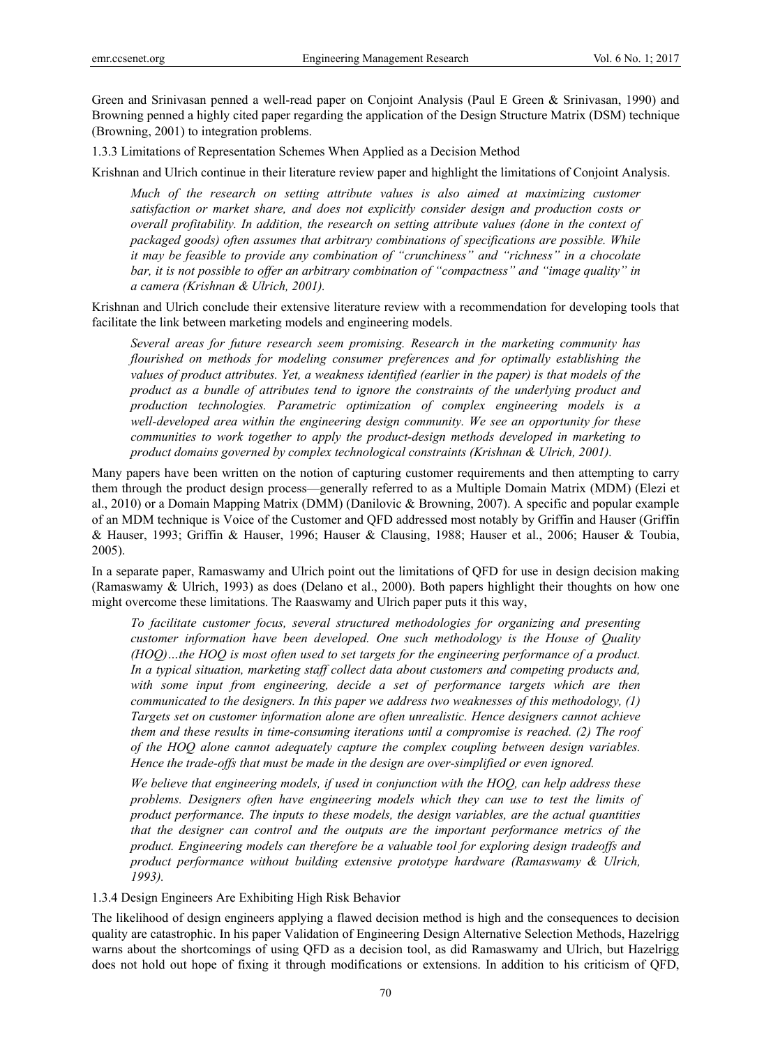Green and Srinivasan penned a well-read paper on Conjoint Analysis (Paul E Green & Srinivasan, 1990) and Browning penned a highly cited paper regarding the application of the Design Structure Matrix (DSM) technique (Browning, 2001) to integration problems.

#### 1.3.3 Limitations of Representation Schemes When Applied as a Decision Method

Krishnan and Ulrich continue in their literature review paper and highlight the limitations of Conjoint Analysis.

> *Much of the research on setting attribute values is also aimed at maximizing customer satisfaction or market share, and does not explicitly consider design and production costs or overall profitability. In addition, the research on setting attribute values (done in the context of packaged goods) often assumes that arbitrary combinations of specifications are possible. While it may be feasible to provide any combination of "crunchiness" and "richness" in a chocolate bar, it is not possible to offer an arbitrary combination of "compactness" and "image quality" in a camera (Krishnan & Ulrich, 2001).*

Krishnan and Ulrich conclude their extensive literature review with a recommendation for developing tools that facilitate the link between marketing models and engineering models.

> *Several areas for future research seem promising. Research in the marketing community has flourished on methods for modeling consumer preferences and for optimally establishing the values of product attributes. Yet, a weakness identified (earlier in the paper) is that models of the product as a bundle of attributes tend to ignore the constraints of the underlying product and production technologies. Parametric optimization of complex engineering models is a well-developed area within the engineering design community. We see an opportunity for these communities to work together to apply the product-design methods developed in marketing to product domains governed by complex technological constraints (Krishnan & Ulrich, 2001).*

Many papers have been written on the notion of capturing customer requirements and then attempting to carry them through the product design process—generally referred to as a Multiple Domain Matrix (MDM) (Elezi et al., 2010) or a Domain Mapping Matrix (DMM) (Danilovic & Browning, 2007). A specific and popular example of an MDM technique is Voice of the Customer and QFD addressed most notably by Griffin and Hauser (Griffin & Hauser, 1993; Griffin & Hauser, 1996; Hauser & Clausing, 1988; Hauser et al., 2006; Hauser & Toubia, 2005).

In a separate paper, Ramaswamy and Ulrich point out the limitations of QFD for use in design decision making (Ramaswamy & Ulrich, 1993) as does (Delano et al., 2000). Both papers highlight their thoughts on how one might overcome these limitations. The Raaswamy and Ulrich paper puts it this way,

> *To facilitate customer focus, several structured methodologies for organizing and presenting customer information have been developed. One such methodology is the House of Quality (HOQ)…the HOQ is most often used to set targets for the engineering performance of a product. In a typical situation, marketing staff collect data about customers and competing products and, with some input from engineering, decide a set of performance targets which are then communicated to the designers. In this paper we address two weaknesses of this methodology, (1) Targets set on customer information alone are often unrealistic. Hence designers cannot achieve them and these results in time-consuming iterations until a compromise is reached. (2) The roof of the HOQ alone cannot adequately capture the complex coupling between design variables. Hence the trade-offs that must be made in the design are over-simplified or even ignored.*
>
> *We believe that engineering models, if used in conjunction with the HOQ, can help address these problems. Designers often have engineering models which they can use to test the limits of product performance. The inputs to these models, the design variables, are the actual quantities that the designer can control and the outputs are the important performance metrics of the product. Engineering models can therefore be a valuable tool for exploring design tradeoffs and product performance without building extensive prototype hardware (Ramaswamy & Ulrich, 1993).*

#### 1.3.4 Design Engineers Are Exhibiting High Risk Behavior

The likelihood of design engineers applying a flawed decision method is high and the consequences to decision quality are catastrophic. In his paper Validation of Engineering Design Alternative Selection Methods, Hazelrigg warns about the shortcomings of using QFD as a decision tool, as did Ramaswamy and Ulrich, but Hazelrigg does not hold out hope of fixing it through modifications or extensions. In addition to his criticism of QFD,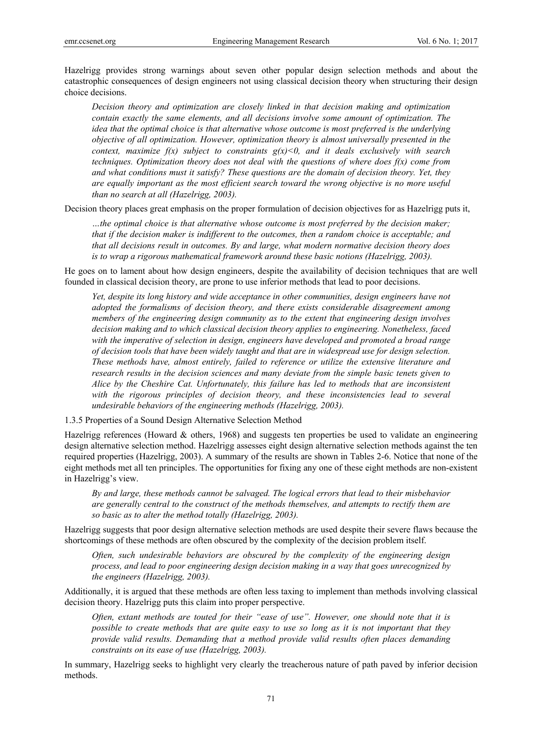Hazelrigg provides strong warnings about seven other popular design selection methods and about the catastrophic consequences of design engineers not using classical decision theory when structuring their design choice decisions.

> *Decision theory and optimization are closely linked in that decision making and optimization contain exactly the same elements, and all decisions involve some amount of optimization. The idea that the optimal choice is that alternative whose outcome is most preferred is the underlying objective of all optimization. However, optimization theory is almost universally presented in the context, maximize $f(x)$ subject to constraints $g(x)<0$, and it deals exclusively with search techniques. Optimization theory does not deal with the questions of where does $f(x)$ come from and what conditions must it satisfy? These questions are the domain of decision theory. Yet, they are equally important as the most efficient search toward the wrong objective is no more useful than no search at all (Hazelrigg, 2003).*

Decision theory places great emphasis on the proper formulation of decision objectives for as Hazelrigg puts it,

> *…the optimal choice is that alternative whose outcome is most preferred by the decision maker; that if the decision maker is indifferent to the outcomes, then a random choice is acceptable; and that all decisions result in outcomes. By and large, what modern normative decision theory does is to wrap a rigorous mathematical framework around these basic notions (Hazelrigg, 2003).*

He goes on to lament about how design engineers, despite the availability of decision techniques that are well founded in classical decision theory, are prone to use inferior methods that lead to poor decisions.

> *Yet, despite its long history and wide acceptance in other communities, design engineers have not adopted the formalisms of decision theory, and there exists considerable disagreement among members of the engineering design community as to the extent that engineering design involves decision making and to which classical decision theory applies to engineering. Nonetheless, faced with the imperative of selection in design, engineers have developed and promoted a broad range of decision tools that have been widely taught and that are in widespread use for design selection. These methods have, almost entirely, failed to reference or utilize the extensive literature and research results in the decision sciences and many deviate from the simple basic tenets given to Alice by the Cheshire Cat. Unfortunately, this failure has led to methods that are inconsistent with the rigorous principles of decision theory, and these inconsistencies lead to several undesirable behaviors of the engineering methods (Hazelrigg, 2003).*

1.3.5 Properties of a Sound Design Alternative Selection Method

Hazelrigg references (Howard & others, 1968) and suggests ten properties be used to validate an engineering design alternative selection method. Hazelrigg assesses eight design alternative selection methods against the ten required properties (Hazelrigg, 2003). A summary of the results are shown in Tables 2-6. Notice that none of the eight methods met all ten principles. The opportunities for fixing any one of these eight methods are non-existent in Hazelrigg's view.

> *By and large, these methods cannot be salvaged. The logical errors that lead to their misbehavior are generally central to the construct of the methods themselves, and attempts to rectify them are so basic as to alter the method totally (Hazelrigg, 2003).*

Hazelrigg suggests that poor design alternative selection methods are used despite their severe flaws because the shortcomings of these methods are often obscured by the complexity of the decision problem itself.

> *Often, such undesirable behaviors are obscured by the complexity of the engineering design process, and lead to poor engineering design decision making in a way that goes unrecognized by the engineers (Hazelrigg, 2003).*

Additionally, it is argued that these methods are often less taxing to implement than methods involving classical decision theory. Hazelrigg puts this claim into proper perspective.

> *Often, extant methods are touted for their "ease of use". However, one should note that it is possible to create methods that are quite easy to use so long as it is not important that they provide valid results. Demanding that a method provide valid results often places demanding constraints on its ease of use (Hazelrigg, 2003).*

In summary, Hazelrigg seeks to highlight very clearly the treacherous nature of path paved by inferior decision methods.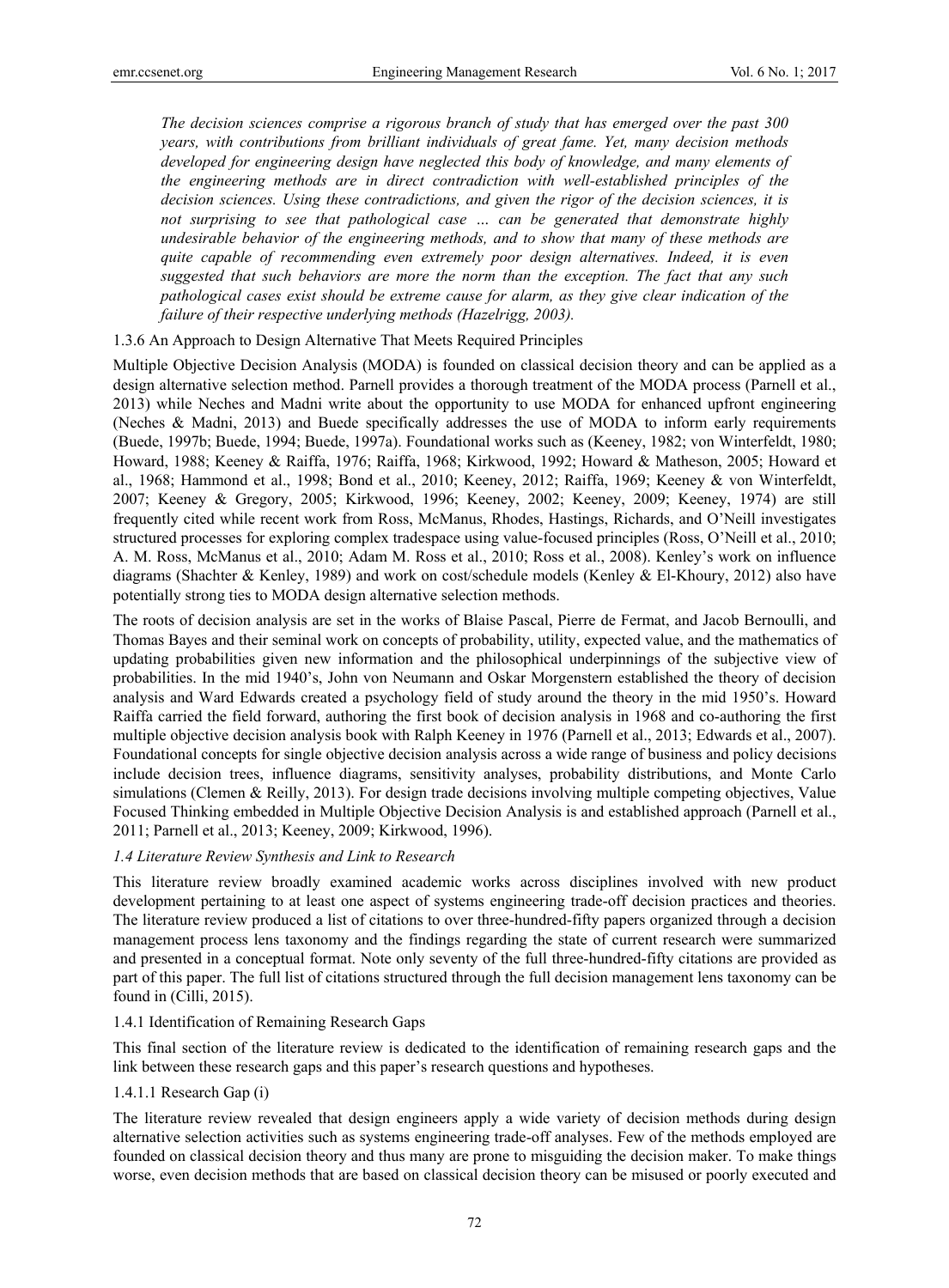*The decision sciences comprise a rigorous branch of study that has emerged over the past 300 years, with contributions from brilliant individuals of great fame. Yet, many decision methods developed for engineering design have neglected this body of knowledge, and many elements of the engineering methods are in direct contradiction with well-established principles of the decision sciences. Using these contradictions, and given the rigor of the decision sciences, it is not surprising to see that pathological case … can be generated that demonstrate highly undesirable behavior of the engineering methods, and to show that many of these methods are quite capable of recommending even extremely poor design alternatives. Indeed, it is even suggested that such behaviors are more the norm than the exception. The fact that any such pathological cases exist should be extreme cause for alarm, as they give clear indication of the failure of their respective underlying methods (Hazelrigg, 2003).*

#### 1.3.6 An Approach to Design Alternative That Meets Required Principles

Multiple Objective Decision Analysis (MODA) is founded on classical decision theory and can be applied as a design alternative selection method. Parnell provides a thorough treatment of the MODA process (Parnell et al., 2013) while Neches and Madni write about the opportunity to use MODA for enhanced upfront engineering (Neches & Madni, 2013) and Buede specifically addresses the use of MODA to inform early requirements (Buede, 1997b; Buede, 1994; Buede, 1997a). Foundational works such as (Keeney, 1982; von Winterfeldt, 1980; Howard, 1988; Keeney & Raiffa, 1976; Raiffa, 1968; Kirkwood, 1992; Howard & Matheson, 2005; Howard et al., 1968; Hammond et al., 1998; Bond et al., 2010; Keeney, 2012; Raiffa, 1969; Keeney & von Winterfeldt, 2007; Keeney & Gregory, 2005; Kirkwood, 1996; Keeney, 2002; Keeney, 2009; Keeney, 1974) are still frequently cited while recent work from Ross, McManus, Rhodes, Hastings, Richards, and O'Neill investigates structured processes for exploring complex tradespace using value-focused principles (Ross, O'Neill et al., 2010; A. M. Ross, McManus et al., 2010; Adam M. Ross et al., 2010; Ross et al., 2008). Kenley's work on influence diagrams (Shachter & Kenley, 1989) and work on cost/schedule models (Kenley & El-Khoury, 2012) also have potentially strong ties to MODA design alternative selection methods.

The roots of decision analysis are set in the works of Blaise Pascal, Pierre de Fermat, and Jacob Bernoulli, and Thomas Bayes and their seminal work on concepts of probability, utility, expected value, and the mathematics of updating probabilities given new information and the philosophical underpinnings of the subjective view of probabilities. In the mid 1940's, John von Neumann and Oskar Morgenstern established the theory of decision analysis and Ward Edwards created a psychology field of study around the theory in the mid 1950's. Howard Raiffa carried the field forward, authoring the first book of decision analysis in 1968 and co-authoring the first multiple objective decision analysis book with Ralph Keeney in 1976 (Parnell et al., 2013; Edwards et al., 2007). Foundational concepts for single objective decision analysis across a wide range of business and policy decisions include decision trees, influence diagrams, sensitivity analyses, probability distributions, and Monte Carlo simulations (Clemen & Reilly, 2013). For design trade decisions involving multiple competing objectives, Value Focused Thinking embedded in Multiple Objective Decision Analysis is and established approach (Parnell et al., 2011; Parnell et al., 2013; Keeney, 2009; Kirkwood, 1996).

### *1.4 Literature Review Synthesis and Link to Research*

This literature review broadly examined academic works across disciplines involved with new product development pertaining to at least one aspect of systems engineering trade-off decision practices and theories. The literature review produced a list of citations to over three-hundred-fifty papers organized through a decision management process lens taxonomy and the findings regarding the state of current research were summarized and presented in a conceptual format. Note only seventy of the full three-hundred-fifty citations are provided as part of this paper. The full list of citations structured through the full decision management lens taxonomy can be found in (Cilli, 2015).

#### 1.4.1 Identification of Remaining Research Gaps

This final section of the literature review is dedicated to the identification of remaining research gaps and the link between these research gaps and this paper's research questions and hypotheses.

##### 1.4.1.1 Research Gap (i)

The literature review revealed that design engineers apply a wide variety of decision methods during design alternative selection activities such as systems engineering trade-off analyses. Few of the methods employed are founded on classical decision theory and thus many are prone to misguiding the decision maker. To make things worse, even decision methods that are based on classical decision theory can be misused or poorly executed and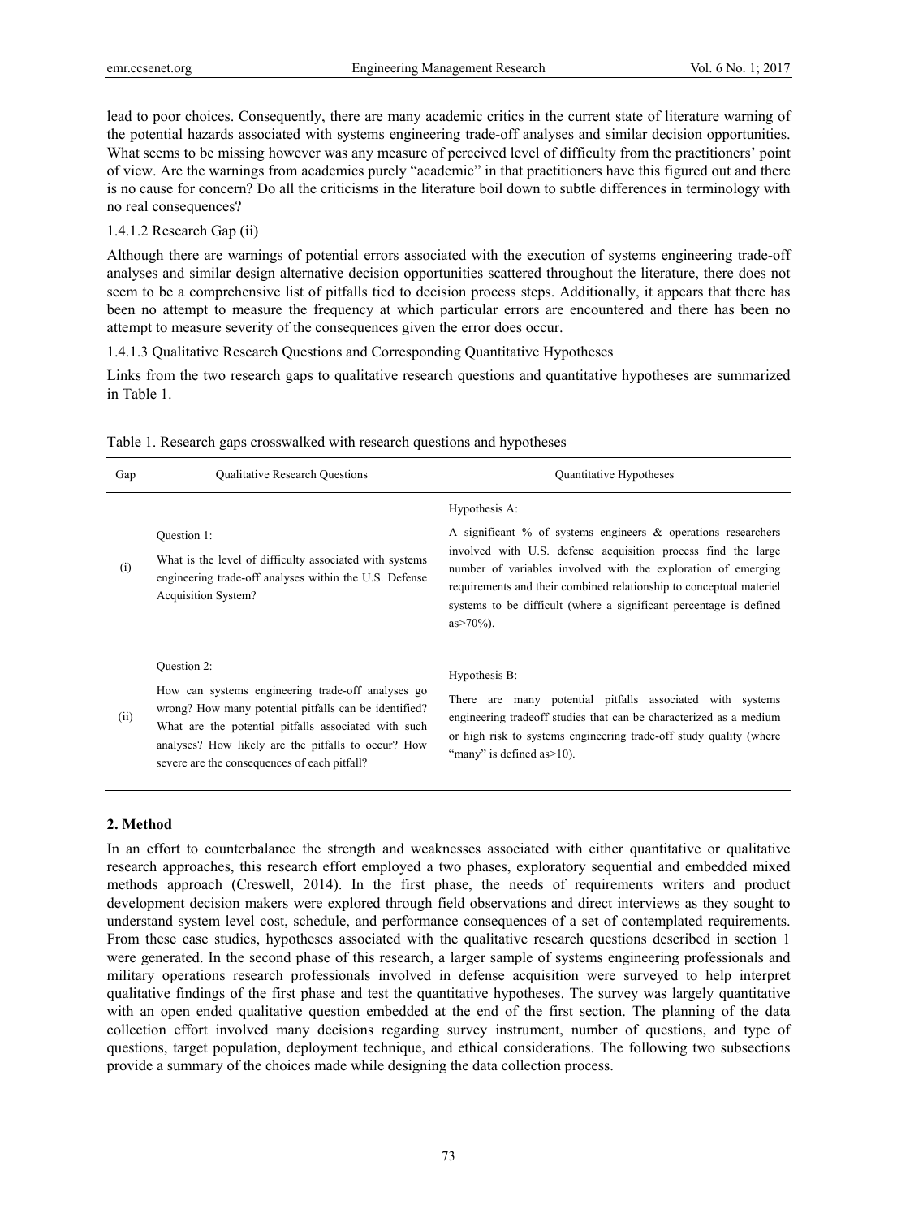lead to poor choices. Consequently, there are many academic critics in the current state of literature warning of the potential hazards associated with systems engineering trade-off analyses and similar decision opportunities. What seems to be missing however was any measure of perceived level of difficulty from the practitioners' point of view. Are the warnings from academics purely "academic" in that practitioners have this figured out and there is no cause for concern? Do all the criticisms in the literature boil down to subtle differences in terminology with no real consequences?

1.4.1.2 Research Gap (ii)

Although there are warnings of potential errors associated with the execution of systems engineering trade-off analyses and similar design alternative decision opportunities scattered throughout the literature, there does not seem to be a comprehensive list of pitfalls tied to decision process steps. Additionally, it appears that there has been no attempt to measure the frequency at which particular errors are encountered and there has been no attempt to measure severity of the consequences given the error does occur.

1.4.1.3 Qualitative Research Questions and Corresponding Quantitative Hypotheses

Links from the two research gaps to qualitative research questions and quantitative hypotheses are summarized in Table 1.

Table 1. Research gaps crosswalked with research questions and hypotheses

| Gap | Qualitative Research Questions | Quantitative Hypotheses |
|---|---|---|
| (i) | Question 1:<br>What is the level of difficulty associated with systems engineering trade-off analyses within the U.S. Defense Acquisition System? | Hypothesis A:<br>A significant % of systems engineers & operations researchers involved with U.S. defense acquisition process find the large number of variables involved with the exploration of emerging requirements and their combined relationship to conceptual materiel systems to be difficult (where a significant percentage is defined as>70%). |
| (ii) | Question 2:<br>How can systems engineering trade-off analyses go wrong? How many potential pitfalls can be identified? What are the potential pitfalls associated with such analyses? How likely are the pitfalls to occur? How severe are the consequences of each pitfall? | Hypothesis B:<br>There are many potential pitfalls associated with systems engineering tradeoff studies that can be characterized as a medium or high risk to systems engineering trade-off study quality (where "many" is defined as>10). |

## 2. Method

In an effort to counterbalance the strength and weaknesses associated with either quantitative or qualitative research approaches, this research effort employed a two phases, exploratory sequential and embedded mixed methods approach (Creswell, 2014). In the first phase, the needs of requirements writers and product development decision makers were explored through field observations and direct interviews as they sought to understand system level cost, schedule, and performance consequences of a set of contemplated requirements. From these case studies, hypotheses associated with the qualitative research questions described in section 1 were generated. In the second phase of this research, a larger sample of systems engineering professionals and military operations research professionals involved in defense acquisition were surveyed to help interpret qualitative findings of the first phase and test the quantitative hypotheses. The survey was largely quantitative with an open ended qualitative question embedded at the end of the first section. The planning of the data collection effort involved many decisions regarding survey instrument, number of questions, and type of questions, target population, deployment technique, and ethical considerations. The following two subsections provide a summary of the choices made while designing the data collection process.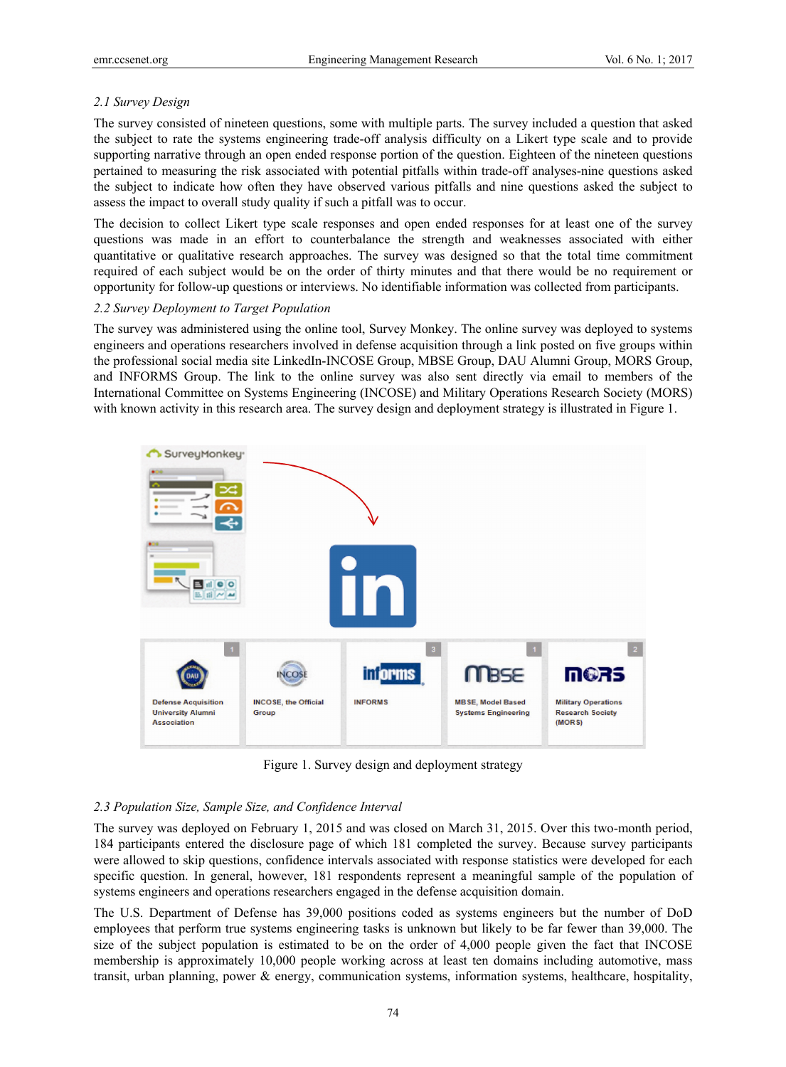### 2.1 Survey Design

The survey consisted of nineteen questions, some with multiple parts. The survey included a question that asked the subject to rate the systems engineering trade-off analysis difficulty on a Likert type scale and to provide supporting narrative through an open ended response portion of the question. Eighteen of the nineteen questions pertained to measuring the risk associated with potential pitfalls within trade-off analyses-nine questions asked the subject to indicate how often they have observed various pitfalls and nine questions asked the subject to assess the impact to overall study quality if such a pitfall was to occur.

The decision to collect Likert type scale responses and open ended responses for at least one of the survey questions was made in an effort to counterbalance the strength and weaknesses associated with either quantitative or qualitative research approaches. The survey was designed so that the total time commitment required of each subject would be on the order of thirty minutes and that there would be no requirement or opportunity for follow-up questions or interviews. No identifiable information was collected from participants.

### 2.2 Survey Deployment to Target Population

The survey was administered using the online tool, Survey Monkey. The online survey was deployed to systems engineers and operations researchers involved in defense acquisition through a link posted on five groups within the professional social media site LinkedIn-INCOSE Group, MBSE Group, DAU Alumni Group, MORS Group, and INFORMS Group. The link to the online survey was also sent directly via email to members of the International Committee on Systems Engineering (INCOSE) and Military Operations Research Society (MORS) with known activity in this research area. The survey design and deployment strategy is illustrated in Figure 1.

Figure 1. Survey design and deployment strategy

### 2.3 Population Size, Sample Size, and Confidence Interval

The survey was deployed on February 1, 2015 and was closed on March 31, 2015. Over this two-month period, 184 participants entered the disclosure page of which 181 completed the survey. Because survey participants were allowed to skip questions, confidence intervals associated with response statistics were developed for each specific question. In general, however, 181 respondents represent a meaningful sample of the population of systems engineers and operations researchers engaged in the defense acquisition domain.

The U.S. Department of Defense has 39,000 positions coded as systems engineers but the number of DoD employees that perform true systems engineering tasks is unknown but likely to be far fewer than 39,000. The size of the subject population is estimated to be on the order of 4,000 people given the fact that INCOSE membership is approximately 10,000 people working across at least ten domains including automotive, mass transit, urban planning, power & energy, communication systems, information systems, healthcare, hospitality,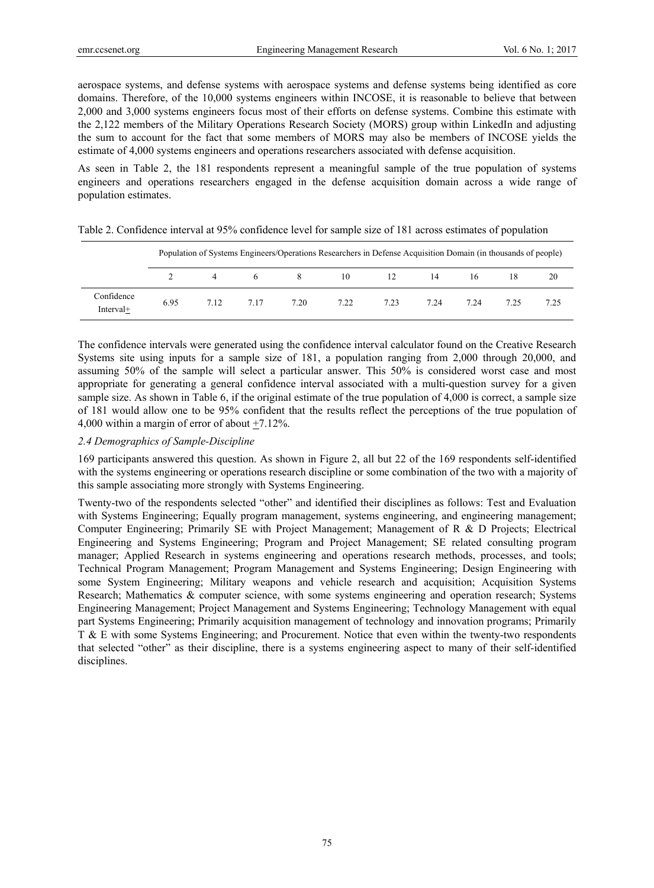aerospace systems, and defense systems with aerospace systems and defense systems being identified as core domains. Therefore, of the 10,000 systems engineers within INCOSE, it is reasonable to believe that between 2,000 and 3,000 systems engineers focus most of their efforts on defense systems. Combine this estimate with the 2,122 members of the Military Operations Research Society (MORS) group within LinkedIn and adjusting the sum to account for the fact that some members of MORS may also be members of INCOSE yields the estimate of 4,000 systems engineers and operations researchers associated with defense acquisition.

As seen in Table 2, the 181 respondents represent a meaningful sample of the true population of systems engineers and operations researchers engaged in the defense acquisition domain across a wide range of population estimates.

Table 2. Confidence interval at 95% confidence level for sample size of 181 across estimates of population

| | Population of Systems Engineers/Operations Researchers in Defense Acquisition Domain (in thousands of people) | | | | | | | | | |
|---|---|---|---|---|---|---|---|---|---|---|
| | 2 | 4 | 6 | 8 | 10 | 12 | 14 | 16 | 18 | 20 |
| Confidence Interval± | 6.95 | 7.12 | 7.17 | 7.20 | 7.22 | 7.23 | 7.24 | 7.24 | 7.25 | 7.25 |

The confidence intervals were generated using the confidence interval calculator found on the Creative Research Systems site using inputs for a sample size of 181, a population ranging from 2,000 through 20,000, and assuming 50% of the sample will select a particular answer. This 50% is considered worst case and most appropriate for generating a general confidence interval associated with a multi-question survey for a given sample size. As shown in Table 6, if the original estimate of the true population of 4,000 is correct, a sample size of 181 would allow one to be 95% confident that the results reflect the perceptions of the true population of 4,000 within a margin of error of about ±7.12%.

### *2.4 Demographics of Sample-Discipline*

169 participants answered this question. As shown in Figure 2, all but 22 of the 169 respondents self-identified with the systems engineering or operations research discipline or some combination of the two with a majority of this sample associating more strongly with Systems Engineering.

Twenty-two of the respondents selected "other" and identified their disciplines as follows: Test and Evaluation with Systems Engineering; Equally program management, systems engineering, and engineering management; Computer Engineering; Primarily SE with Project Management; Management of R & D Projects; Electrical Engineering and Systems Engineering; Program and Project Management; SE related consulting program manager; Applied Research in systems engineering and operations research methods, processes, and tools; Technical Program Management; Program Management and Systems Engineering; Design Engineering with some System Engineering; Military weapons and vehicle research and acquisition; Acquisition Systems Research; Mathematics & computer science, with some systems engineering and operation research; Systems Engineering Management; Project Management and Systems Engineering; Technology Management with equal part Systems Engineering; Primarily acquisition management of technology and innovation programs; Primarily T & E with some Systems Engineering; and Procurement. Notice that even within the twenty-two respondents that selected "other" as their discipline, there is a systems engineering aspect to many of their self-identified disciplines.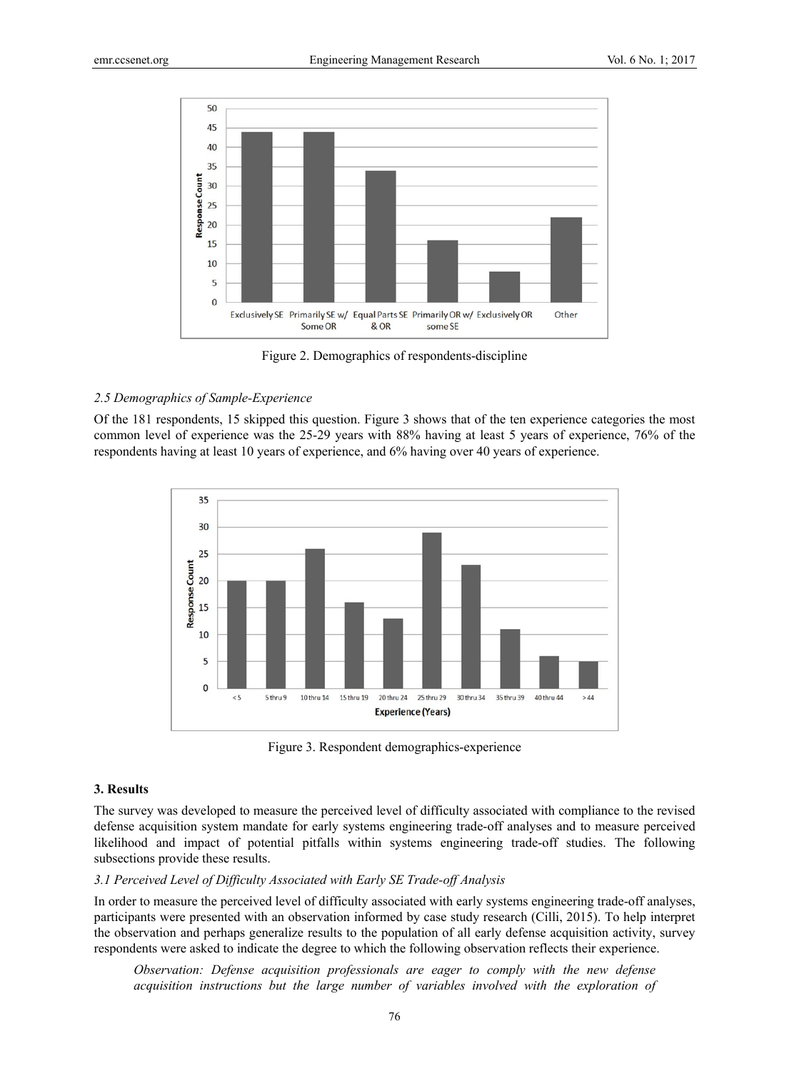Figure 2. Demographics of respondents-discipline

*2.5 Demographics of Sample-Experience*

Of the 181 respondents, 15 skipped this question. Figure 3 shows that of the ten experience categories the most common level of experience was the 25-29 years with 88% having at least 5 years of experience, 76% of the respondents having at least 10 years of experience, and 6% having over 40 years of experience.

Figure 3. Respondent demographics-experience

### 3. Results

The survey was developed to measure the perceived level of difficulty associated with compliance to the revised defense acquisition system mandate for early systems engineering trade-off analyses and to measure perceived likelihood and impact of potential pitfalls within systems engineering trade-off studies. The following subsections provide these results.

*3.1 Perceived Level of Difficulty Associated with Early SE Trade-off Analysis*

In order to measure the perceived level of difficulty associated with early systems engineering trade-off analyses, participants were presented with an observation informed by case study research (Cilli, 2015). To help interpret the observation and perhaps generalize results to the population of all early defense acquisition activity, survey respondents were asked to indicate the degree to which the following observation reflects their experience.

> *Observation: Defense acquisition professionals are eager to comply with the new defense acquisition instructions but the large number of variables involved with the exploration of*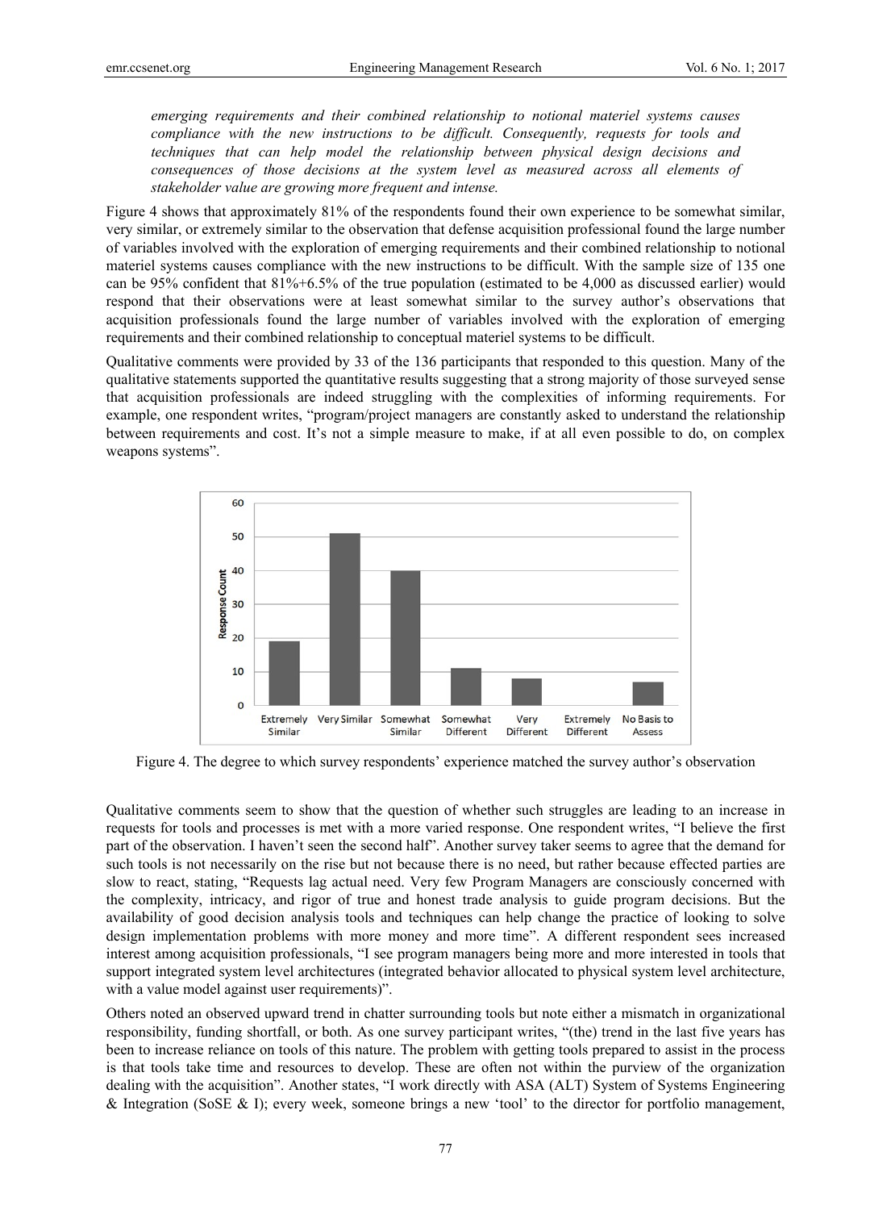*emerging requirements and their combined relationship to notional materiel systems causes compliance with the new instructions to be difficult. Consequently, requests for tools and techniques that can help model the relationship between physical design decisions and consequences of those decisions at the system level as measured across all elements of stakeholder value are growing more frequent and intense.*

Figure 4 shows that approximately 81% of the respondents found their own experience to be somewhat similar, very similar, or extremely similar to the observation that defense acquisition professional found the large number of variables involved with the exploration of emerging requirements and their combined relationship to notional materiel systems causes compliance with the new instructions to be difficult. With the sample size of 135 one can be 95% confident that 81%+6.5% of the true population (estimated to be 4,000 as discussed earlier) would respond that their observations were at least somewhat similar to the survey author's observations that acquisition professionals found the large number of variables involved with the exploration of emerging requirements and their combined relationship to conceptual materiel systems to be difficult.

Qualitative comments were provided by 33 of the 136 participants that responded to this question. Many of the qualitative statements supported the quantitative results suggesting that a strong majority of those surveyed sense that acquisition professionals are indeed struggling with the complexities of informing requirements. For example, one respondent writes, "program/project managers are constantly asked to understand the relationship between requirements and cost. It's not a simple measure to make, if at all even possible to do, on complex weapons systems".

Response Count
60
50
40
30
20
10
0
Extremely Similar
Very Similar
Somewhat Similar
Somewhat Different
Very Different
Extremely Different
No Basis to Assess

Figure 4. The degree to which survey respondents' experience matched the survey author's observation

Qualitative comments seem to show that the question of whether such struggles are leading to an increase in requests for tools and processes is met with a more varied response. One respondent writes, "I believe the first part of the observation. I haven't seen the second half". Another survey taker seems to agree that the demand for such tools is not necessarily on the rise but not because there is no need, but rather because effected parties are slow to react, stating, "Requests lag actual need. Very few Program Managers are consciously concerned with the complexity, intricacy, and rigor of true and honest trade analysis to guide program decisions. But the availability of good decision analysis tools and techniques can help change the practice of looking to solve design implementation problems with more money and more time". A different respondent sees increased interest among acquisition professionals, "I see program managers being more and more interested in tools that support integrated system level architectures (integrated behavior allocated to physical system level architecture, with a value model against user requirements)".

Others noted an observed upward trend in chatter surrounding tools but note either a mismatch in organizational responsibility, funding shortfall, or both. As one survey participant writes, "(the) trend in the last five years has been to increase reliance on tools of this nature. The problem with getting tools prepared to assist in the process is that tools take time and resources to develop. These are often not within the purview of the organization dealing with the acquisition". Another states, "I work directly with ASA (ALT) System of Systems Engineering & Integration (SoSE & I); every week, someone brings a new 'tool' to the director for portfolio management,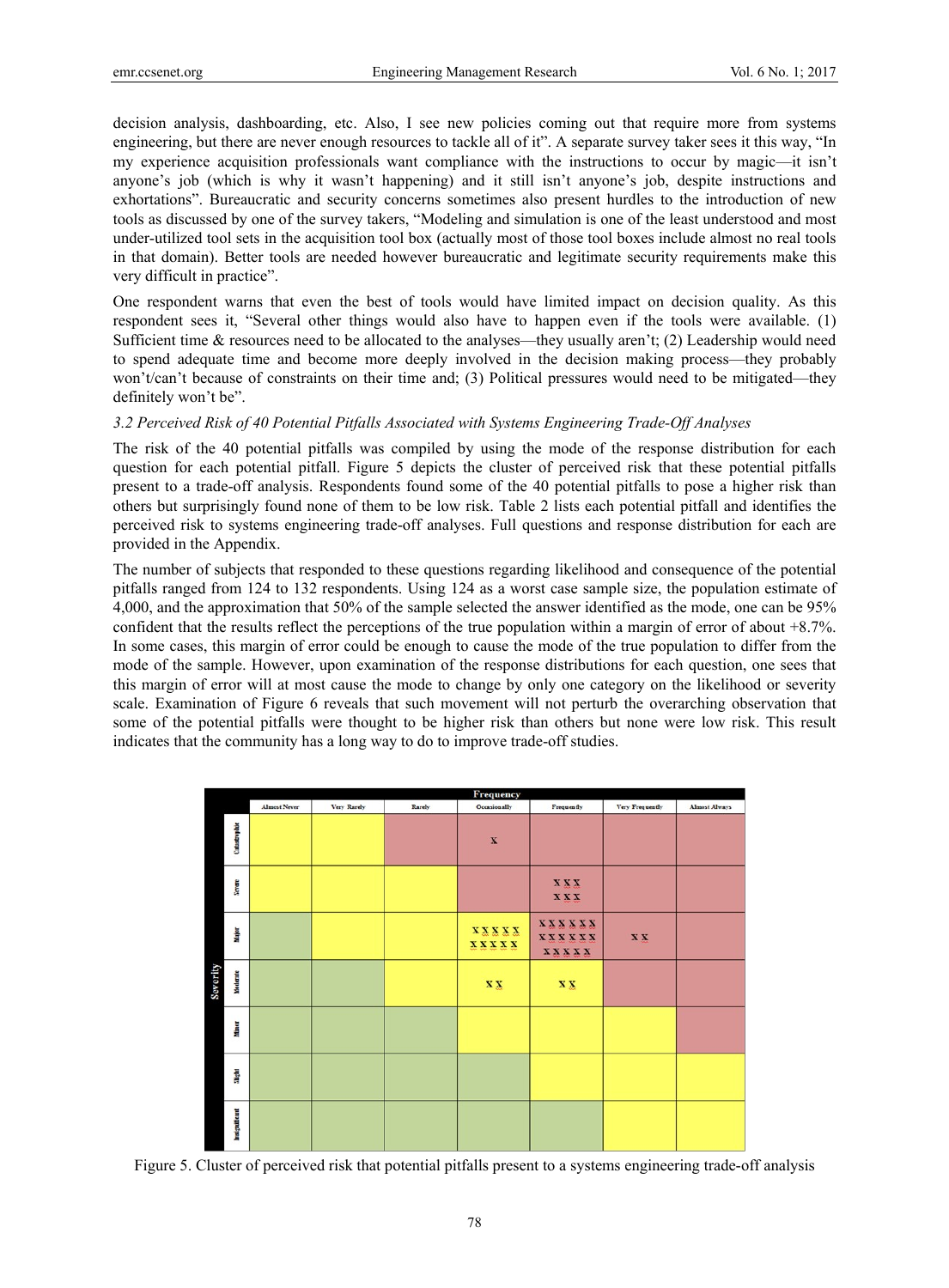decision analysis, dashboarding, etc. Also, I see new policies coming out that require more from systems engineering, but there are never enough resources to tackle all of it". A separate survey taker sees it this way, "In my experience acquisition professionals want compliance with the instructions to occur by magic—it isn't anyone's job (which is why it wasn't happening) and it still isn't anyone's job, despite instructions and exhortations". Bureaucratic and security concerns sometimes also present hurdles to the introduction of new tools as discussed by one of the survey takers, "Modeling and simulation is one of the least understood and most under-utilized tool sets in the acquisition tool box (actually most of those tool boxes include almost no real tools in that domain). Better tools are needed however bureaucratic and legitimate security requirements make this very difficult in practice".

One respondent warns that even the best of tools would have limited impact on decision quality. As this respondent sees it, "Several other things would also have to happen even if the tools were available. (1) Sufficient time & resources need to be allocated to the analyses—they usually aren't; (2) Leadership would need to spend adequate time and become more deeply involved in the decision making process—they probably won't/can't because of constraints on their time and; (3) Political pressures would need to be mitigated—they definitely won't be".

### *3.2 Perceived Risk of 40 Potential Pitfalls Associated with Systems Engineering Trade-Off Analyses*

The risk of the 40 potential pitfalls was compiled by using the mode of the response distribution for each question for each potential pitfall. Figure 5 depicts the cluster of perceived risk that these potential pitfalls present to a trade-off analysis. Respondents found some of the 40 potential pitfalls to pose a higher risk than others but surprisingly found none of them to be low risk. Table 2 lists each potential pitfall and identifies the perceived risk to systems engineering trade-off analyses. Full questions and response distribution for each are provided in the Appendix.

The number of subjects that responded to these questions regarding likelihood and consequence of the potential pitfalls ranged from 124 to 132 respondents. Using 124 as a worst case sample size, the population estimate of 4,000, and the approximation that 50% of the sample selected the answer identified as the mode, one can be 95% confident that the results reflect the perceptions of the true population within a margin of error of about +8.7%. In some cases, this margin of error could be enough to cause the mode of the true population to differ from the mode of the sample. However, upon examination of the response distributions for each question, one sees that this margin of error will at most cause the mode to change by only one category on the likelihood or severity scale. Examination of Figure 6 reveals that such movement will not perturb the overarching observation that some of the potential pitfalls were thought to be higher risk than others but none were low risk. This result indicates that the community has a long way to do to improve trade-off studies.

| Severity \ Frequency | Almost Never | Very Rarely | Rarely | Occasionally | Frequently | Very Frequently | Almost Always |
|---|---|---|---|---|---|---|---|
| Catastrophic | | | | X | | | |
| Severe | | | | | XXX XXX | | |
| Major | | | | XXXXX XXXXX | XXXXXX XXXXXX XXXXX | XX | |
| Moderate | | | | XX | XX | | |
| Minor | | | | | | | |
| Slight | | | | | | | |
| Insignificant | | | | | | | |

Figure 5. Cluster of perceived risk that potential pitfalls present to a systems engineering trade-off analysis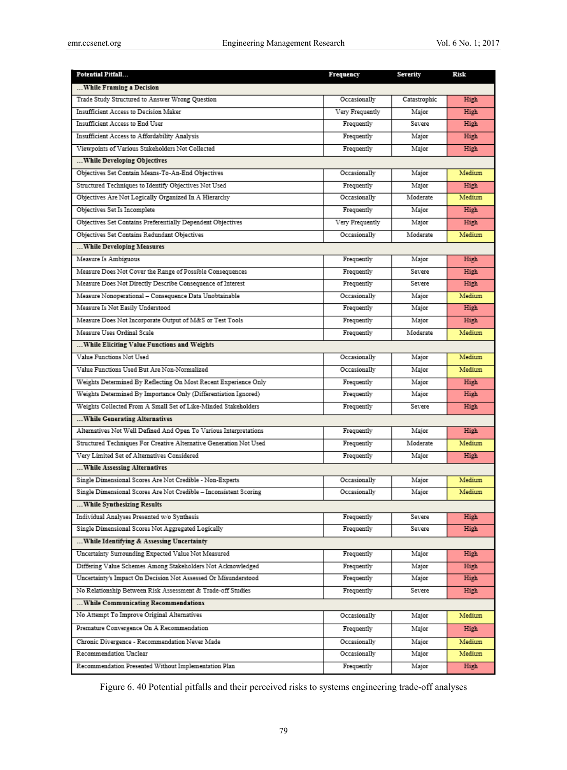| Potential Pitfall... | Frequency | Severity | Risk |
|---|---|---|---|
| **...While Framing a Decision** | | | |
| Trade Study Structured to Answer Wrong Question | Occasionally | Catastrophic | High |
| Insufficient Access to Decision Maker | Very Frequently | Major | High |
| Insufficient Access to End User | Frequently | Severe | High |
| Insufficient Access to Affordability Analysis | Frequently | Major | High |
| Viewpoints of Various Stakeholders Not Collected | Frequently | Major | High |
| **...While Developing Objectives** | | | |
| Objectives Set Contain Means-To-An-End Objectives | Occasionally | Major | Medium |
| Structured Techniques to Identify Objectives Not Used | Frequently | Major | High |
| Objectives Are Not Logically Organized In A Hierarchy | Occasionally | Moderate | Medium |
| Objectives Set Is Incomplete | Frequently | Major | High |
| Objectives Set Contains Preferentially Dependent Objectives | Very Frequently | Major | High |
| Objectives Set Contains Redundant Objectives | Occasionally | Moderate | Medium |
| **...While Developing Measures** | | | |
| Measure Is Ambiguous | Frequently | Major | High |
| Measure Does Not Cover the Range of Possible Consequences | Frequently | Severe | High |
| Measure Does Not Directly Describe Consequence of Interest | Frequently | Severe | High |
| Measure Nonoperational – Consequence Data Unobtainable | Occasionally | Major | Medium |
| Measure Is Not Easily Understood | Frequently | Major | High |
| Measure Does Not Incorporate Output of M&S or Test Tools | Frequently | Major | High |
| Measure Uses Ordinal Scale | Frequently | Moderate | Medium |
| **...While Eliciting Value Functions and Weights** | | | |
| Value Functions Not Used | Occasionally | Major | Medium |
| Value Functions Used But Are Non-Normalized | Occasionally | Major | Medium |
| Weights Determined By Reflecting On Most Recent Experience Only | Frequently | Major | High |
| Weights Determined By Importance Only (Differentiation Ignored) | Frequently | Major | High |
| Weights Collected From A Small Set of Like-Minded Stakeholders | Frequently | Severe | High |
| **...While Generating Alternatives** | | | |
| Alternatives Not Well Defined And Open To Various Interpretations | Frequently | Major | High |
| Structured Techniques For Creative Alternative Generation Not Used | Frequently | Moderate | Medium |
| Very Limited Set of Alternatives Considered | Frequently | Major | High |
| **...While Assessing Alternatives** | | | |
| Single Dimensional Scores Are Not Credible - Non-Experts | Occasionally | Major | Medium |
| Single Dimensional Scores Are Not Credible – Inconsistent Scoring | Occasionally | Major | Medium |
| **...While Synthesizing Results** | | | |
| Individual Analyses Presented w/o Synthesis | Frequently | Severe | High |
| Single Dimensional Scores Not Aggregated Logically | Frequently | Severe | High |
| **...While Identifying & Assessing Uncertainty** | | | |
| Uncertainty Surrounding Expected Value Not Measured | Frequently | Major | High |
| Differing Value Schemes Among Stakeholders Not Acknowledged | Frequently | Major | High |
| Uncertainty's Impact On Decision Not Assessed Or Misunderstood | Frequently | Major | High |
| No Relationship Between Risk Assessment & Trade-off Studies | Frequently | Severe | High |
| **...While Communicating Recommendations** | | | |
| No Attempt To Improve Original Alternatives | Occasionally | Major | Medium |
| Premature Convergence On A Recommendation | Frequently | Major | High |
| Chronic Divergence - Recommendation Never Made | Occasionally | Major | Medium |
| Recommendation Unclear | Occasionally | Major | Medium |
| Recommendation Presented Without Implementation Plan | Frequently | Major | High |

Figure 6. 40 Potential pitfalls and their perceived risks to systems engineering trade-off analyses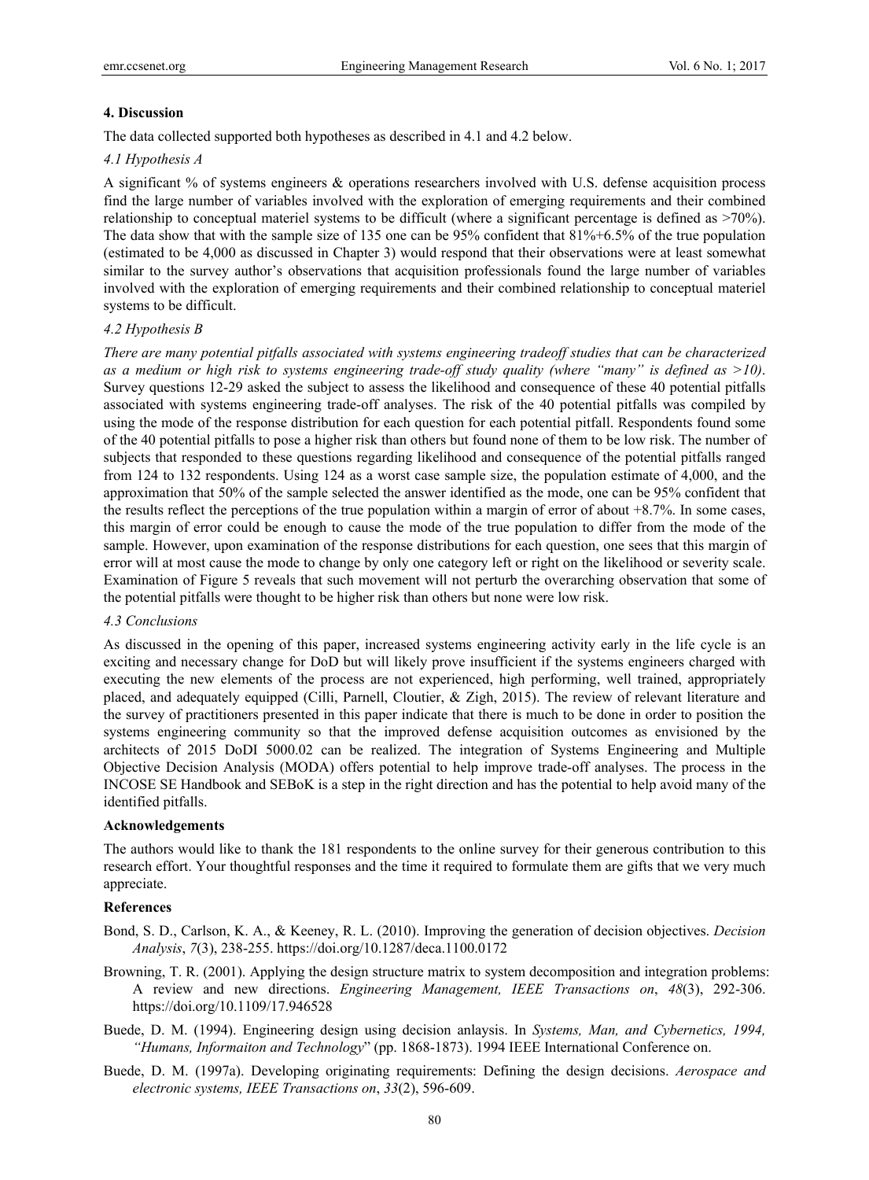## 4. Discussion

The data collected supported both hypotheses as described in 4.1 and 4.2 below.

### *4.1 Hypothesis A*

A significant % of systems engineers & operations researchers involved with U.S. defense acquisition process find the large number of variables involved with the exploration of emerging requirements and their combined relationship to conceptual materiel systems to be difficult (where a significant percentage is defined as >70%). The data show that with the sample size of 135 one can be 95% confident that 81%+6.5% of the true population (estimated to be 4,000 as discussed in Chapter 3) would respond that their observations were at least somewhat similar to the survey author's observations that acquisition professionals found the large number of variables involved with the exploration of emerging requirements and their combined relationship to conceptual materiel systems to be difficult.

### *4.2 Hypothesis B*

*There are many potential pitfalls associated with systems engineering tradeoff studies that can be characterized as a medium or high risk to systems engineering trade-off study quality (where "many" is defined as >10).* Survey questions 12-29 asked the subject to assess the likelihood and consequence of these 40 potential pitfalls associated with systems engineering trade-off analyses. The risk of the 40 potential pitfalls was compiled by using the mode of the response distribution for each question for each potential pitfall. Respondents found some of the 40 potential pitfalls to pose a higher risk than others but found none of them to be low risk. The number of subjects that responded to these questions regarding likelihood and consequence of the potential pitfalls ranged from 124 to 132 respondents. Using 124 as a worst case sample size, the population estimate of 4,000, and the approximation that 50% of the sample selected the answer identified as the mode, one can be 95% confident that the results reflect the perceptions of the true population within a margin of error of about +8.7%. In some cases, this margin of error could be enough to cause the mode of the true population to differ from the mode of the sample. However, upon examination of the response distributions for each question, one sees that this margin of error will at most cause the mode to change by only one category left or right on the likelihood or severity scale. Examination of Figure 5 reveals that such movement will not perturb the overarching observation that some of the potential pitfalls were thought to be higher risk than others but none were low risk.

### *4.3 Conclusions*

As discussed in the opening of this paper, increased systems engineering activity early in the life cycle is an exciting and necessary change for DoD but will likely prove insufficient if the systems engineers charged with executing the new elements of the process are not experienced, high performing, well trained, appropriately placed, and adequately equipped (Cilli, Parnell, Cloutier, & Zigh, 2015). The review of relevant literature and the survey of practitioners presented in this paper indicate that there is much to be done in order to position the systems engineering community so that the improved defense acquisition outcomes as envisioned by the architects of 2015 DoDI 5000.02 can be realized. The integration of Systems Engineering and Multiple Objective Decision Analysis (MODA) offers potential to help improve trade-off analyses. The process in the INCOSE SE Handbook and SEBoK is a step in the right direction and has the potential to help avoid many of the identified pitfalls.

## Acknowledgements

The authors would like to thank the 181 respondents to the online survey for their generous contribution to this research effort. Your thoughtful responses and the time it required to formulate them are gifts that we very much appreciate.

## References

Bond, S. D., Carlson, K. A., & Keeney, R. L. (2010). Improving the generation of decision objectives. *Decision Analysis*, *7*(3), 238-255. https://doi.org/10.1287/deca.1100.0172

Browning, T. R. (2001). Applying the design structure matrix to system decomposition and integration problems: A review and new directions. *Engineering Management, IEEE Transactions on*, *48*(3), 292-306. https://doi.org/10.1109/17.946528

Buede, D. M. (1994). Engineering design using decision anlaysis. In *Systems, Man, and Cybernetics, 1994, "Humans, Informaiton and Technology*" (pp. 1868-1873). 1994 IEEE International Conference on.

Buede, D. M. (1997a). Developing originating requirements: Defining the design decisions. *Aerospace and electronic systems, IEEE Transactions on*, *33*(2), 596-609.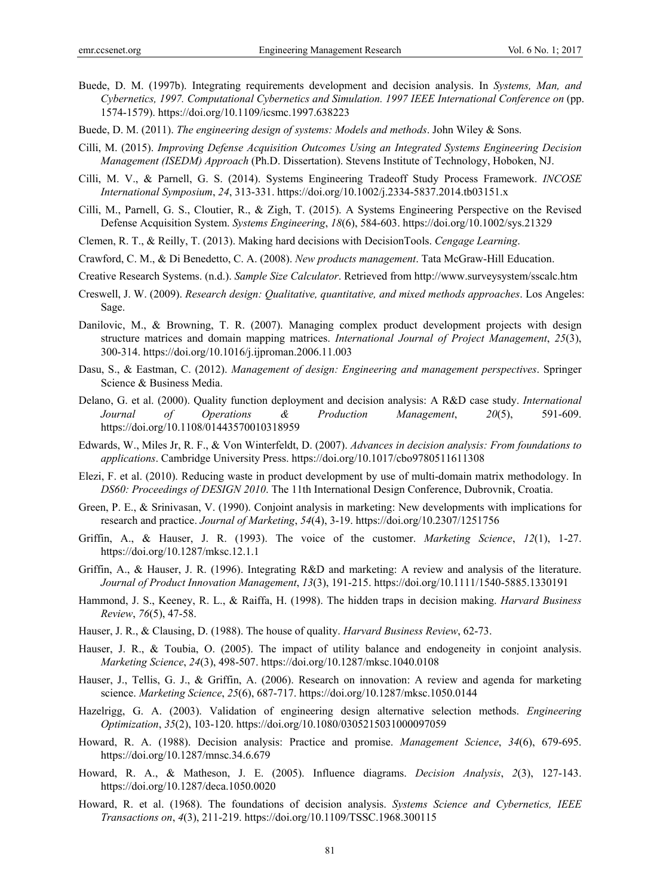Buede, D. M. (1997b). Integrating requirements development and decision analysis. In *Systems, Man, and Cybernetics, 1997. Computational Cybernetics and Simulation. 1997 IEEE International Conference on* (pp. 1574-1579). https://doi.org/10.1109/icsmc.1997.638223

Buede, D. M. (2011). *The engineering design of systems: Models and methods*. John Wiley & Sons.

Cilli, M. (2015). *Improving Defense Acquisition Outcomes Using an Integrated Systems Engineering Decision Management (ISEDM) Approach* (Ph.D. Dissertation). Stevens Institute of Technology, Hoboken, NJ.

Cilli, M. V., & Parnell, G. S. (2014). Systems Engineering Tradeoff Study Process Framework. *INCOSE International Symposium*, *24*, 313-331. https://doi.org/10.1002/j.2334-5837.2014.tb03151.x

Cilli, M., Parnell, G. S., Cloutier, R., & Zigh, T. (2015). A Systems Engineering Perspective on the Revised Defense Acquisition System. *Systems Engineering*, *18*(6), 584-603. https://doi.org/10.1002/sys.21329

Clemen, R. T., & Reilly, T. (2013). Making hard decisions with DecisionTools. *Cengage Learning*.

Crawford, C. M., & Di Benedetto, C. A. (2008). *New products management*. Tata McGraw-Hill Education.

Creative Research Systems. (n.d.). *Sample Size Calculator*. Retrieved from http://www.surveysystem/sscalc.htm

Creswell, J. W. (2009). *Research design: Qualitative, quantitative, and mixed methods approaches*. Los Angeles: Sage.

Danilovic, M., & Browning, T. R. (2007). Managing complex product development projects with design structure matrices and domain mapping matrices. *International Journal of Project Management*, *25*(3), 300-314. https://doi.org/10.1016/j.ijproman.2006.11.003

Dasu, S., & Eastman, C. (2012). *Management of design: Engineering and management perspectives*. Springer Science & Business Media.

Delano, G. et al. (2000). Quality function deployment and decision analysis: A R&D case study. *International Journal of Operations & Production Management*, *20*(5), 591-609. https://doi.org/10.1108/01443570010318959

Edwards, W., Miles Jr, R. F., & Von Winterfeldt, D. (2007). *Advances in decision analysis: From foundations to applications*. Cambridge University Press. https://doi.org/10.1017/cbo9780511611308

Elezi, F. et al. (2010). Reducing waste in product development by use of multi-domain matrix methodology. In *DS60: Proceedings of DESIGN 2010*. The 11th International Design Conference, Dubrovnik, Croatia.

Green, P. E., & Srinivasan, V. (1990). Conjoint analysis in marketing: New developments with implications for research and practice. *Journal of Marketing*, *54*(4), 3-19. https://doi.org/10.2307/1251756

Griffin, A., & Hauser, J. R. (1993). The voice of the customer. *Marketing Science*, *12*(1), 1-27. https://doi.org/10.1287/mksc.12.1.1

Griffin, A., & Hauser, J. R. (1996). Integrating R&D and marketing: A review and analysis of the literature. *Journal of Product Innovation Management*, *13*(3), 191-215. https://doi.org/10.1111/1540-5885.1330191

Hammond, J. S., Keeney, R. L., & Raiffa, H. (1998). The hidden traps in decision making. *Harvard Business Review*, *76*(5), 47-58.

Hauser, J. R., & Clausing, D. (1988). The house of quality. *Harvard Business Review*, 62-73.

Hauser, J. R., & Toubia, O. (2005). The impact of utility balance and endogeneity in conjoint analysis. *Marketing Science*, *24*(3), 498-507. https://doi.org/10.1287/mksc.1040.0108

Hauser, J., Tellis, G. J., & Griffin, A. (2006). Research on innovation: A review and agenda for marketing science. *Marketing Science*, *25*(6), 687-717. https://doi.org/10.1287/mksc.1050.0144

Hazelrigg, G. A. (2003). Validation of engineering design alternative selection methods. *Engineering Optimization*, *35*(2), 103-120. https://doi.org/10.1080/0305215031000097059

Howard, R. A. (1988). Decision analysis: Practice and promise. *Management Science*, *34*(6), 679-695. https://doi.org/10.1287/mnsc.34.6.679

Howard, R. A., & Matheson, J. E. (2005). Influence diagrams. *Decision Analysis*, *2*(3), 127-143. https://doi.org/10.1287/deca.1050.0020

Howard, R. et al. (1968). The foundations of decision analysis. *Systems Science and Cybernetics, IEEE Transactions on*, *4*(3), 211-219. https://doi.org/10.1109/TSSC.1968.300115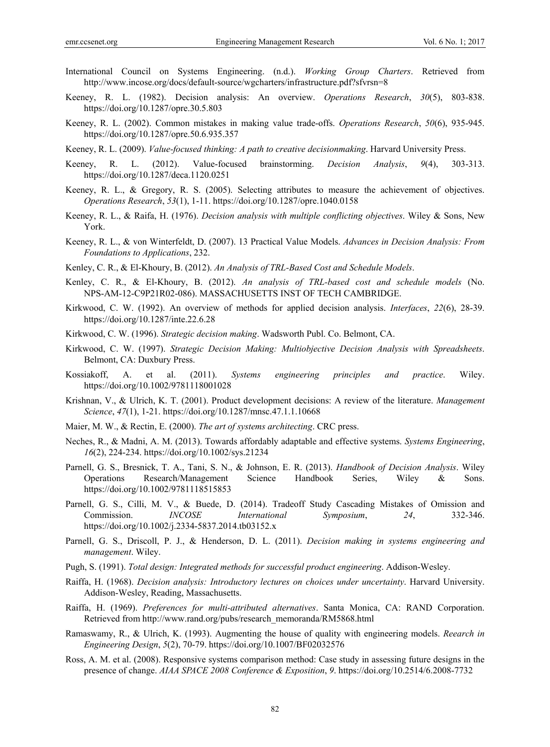International Council on Systems Engineering. (n.d.). *Working Group Charters*. Retrieved from http://www.incose.org/docs/default-source/wgcharters/infrastructure.pdf?sfvrsn=8

Keeney, R. L. (1982). Decision analysis: An overview. *Operations Research*, *30*(5), 803-838. https://doi.org/10.1287/opre.30.5.803

Keeney, R. L. (2002). Common mistakes in making value trade-offs. *Operations Research*, *50*(6), 935-945. https://doi.org/10.1287/opre.50.6.935.357

Keeney, R. L. (2009). *Value-focused thinking: A path to creative decisionmaking*. Harvard University Press.

Keeney, R. L. (2012). Value-focused brainstorming. *Decision Analysis*, *9*(4), 303-313. https://doi.org/10.1287/deca.1120.0251

Keeney, R. L., & Gregory, R. S. (2005). Selecting attributes to measure the achievement of objectives. *Operations Research*, *53*(1), 1-11. https://doi.org/10.1287/opre.1040.0158

Keeney, R. L., & Raifa, H. (1976). *Decision analysis with multiple conflicting objectives*. Wiley & Sons, New York.

Keeney, R. L., & von Winterfeldt, D. (2007). 13 Practical Value Models. *Advances in Decision Analysis: From Foundations to Applications*, 232.

Kenley, C. R., & El-Khoury, B. (2012). *An Analysis of TRL-Based Cost and Schedule Models*.

Kenley, C. R., & El-Khoury, B. (2012). *An analysis of TRL-based cost and schedule models* (No. NPS-AM-12-C9P21R02-086). MASSACHUSETTS INST OF TECH CAMBRIDGE.

Kirkwood, C. W. (1992). An overview of methods for applied decision analysis. *Interfaces*, *22*(6), 28-39. https://doi.org/10.1287/inte.22.6.28

Kirkwood, C. W. (1996). *Strategic decision making*. Wadsworth Publ. Co. Belmont, CA.

Kirkwood, C. W. (1997). *Strategic Decision Making: Multiobjective Decision Analysis with Spreadsheets*. Belmont, CA: Duxbury Press.

Kossiakoff, A. et al. (2011). *Systems engineering principles and practice*. Wiley. https://doi.org/10.1002/9781118001028

Krishnan, V., & Ulrich, K. T. (2001). Product development decisions: A review of the literature. *Management Science*, *47*(1), 1-21. https://doi.org/10.1287/mnsc.47.1.1.10668

Maier, M. W., & Rectin, E. (2000). *The art of systems architecting*. CRC press.

Neches, R., & Madni, A. M. (2013). Towards affordably adaptable and effective systems. *Systems Engineering*, *16*(2), 224-234. https://doi.org/10.1002/sys.21234

Parnell, G. S., Bresnick, T. A., Tani, S. N., & Johnson, E. R. (2013). *Handbook of Decision Analysis*. Wiley Operations Research/Management Science Handbook Series, Wiley & Sons. https://doi.org/10.1002/9781118515853

Parnell, G. S., Cilli, M. V., & Buede, D. (2014). Tradeoff Study Cascading Mistakes of Omission and Commission. *INCOSE International Symposium*, *24*, 332-346. https://doi.org/10.1002/j.2334-5837.2014.tb03152.x

Parnell, G. S., Driscoll, P. J., & Henderson, D. L. (2011). *Decision making in systems engineering and management*. Wiley.

Pugh, S. (1991). *Total design: Integrated methods for successful product engineering*. Addison-Wesley.

Raiffa, H. (1968). *Decision analysis: Introductory lectures on choices under uncertainty*. Harvard University. Addison-Wesley, Reading, Massachusetts.

Raiffa, H. (1969). *Preferences for multi-attributed alternatives*. Santa Monica, CA: RAND Corporation. Retrieved from http://www.rand.org/pubs/research_memoranda/RM5868.html

Ramaswamy, R., & Ulrich, K. (1993). Augmenting the house of quality with engineering models. *Reearch in Engineering Design*, *5*(2), 70-79. https://doi.org/10.1007/BF02032576

Ross, A. M. et al. (2008). Responsive systems comparison method: Case study in assessing future designs in the presence of change. *AIAA SPACE 2008 Conference & Exposition*, *9*. https://doi.org/10.2514/6.2008-7732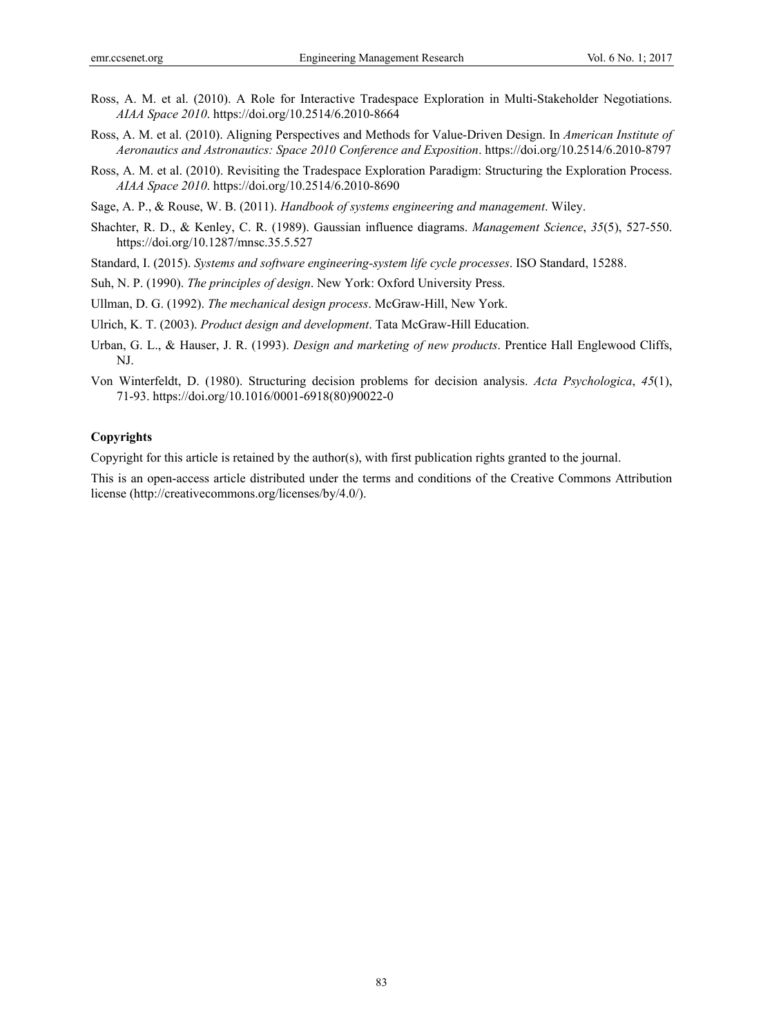Ross, A. M. et al. (2010). A Role for Interactive Tradespace Exploration in Multi-Stakeholder Negotiations. *AIAA Space 2010*. https://doi.org/10.2514/6.2010-8664

Ross, A. M. et al. (2010). Aligning Perspectives and Methods for Value-Driven Design. In *American Institute of Aeronautics and Astronautics: Space 2010 Conference and Exposition*. https://doi.org/10.2514/6.2010-8797

Ross, A. M. et al. (2010). Revisiting the Tradespace Exploration Paradigm: Structuring the Exploration Process. *AIAA Space 2010*. https://doi.org/10.2514/6.2010-8690

Sage, A. P., & Rouse, W. B. (2011). *Handbook of systems engineering and management*. Wiley.

Shachter, R. D., & Kenley, C. R. (1989). Gaussian influence diagrams. *Management Science*, *35*(5), 527-550. https://doi.org/10.1287/mnsc.35.5.527

Standard, I. (2015). *Systems and software engineering-system life cycle processes*. ISO Standard, 15288.

Suh, N. P. (1990). *The principles of design*. New York: Oxford University Press.

Ullman, D. G. (1992). *The mechanical design process*. McGraw-Hill, New York.

Ulrich, K. T. (2003). *Product design and development*. Tata McGraw-Hill Education.

Urban, G. L., & Hauser, J. R. (1993). *Design and marketing of new products*. Prentice Hall Englewood Cliffs, NJ.

Von Winterfeldt, D. (1980). Structuring decision problems for decision analysis. *Acta Psychologica*, *45*(1), 71-93. https://doi.org/10.1016/0001-6918(80)90022-0

**Copyrights**

Copyright for this article is retained by the author(s), with first publication rights granted to the journal.

This is an open-access article distributed under the terms and conditions of the Creative Commons Attribution license (http://creativecommons.org/licenses/by/4.0/).